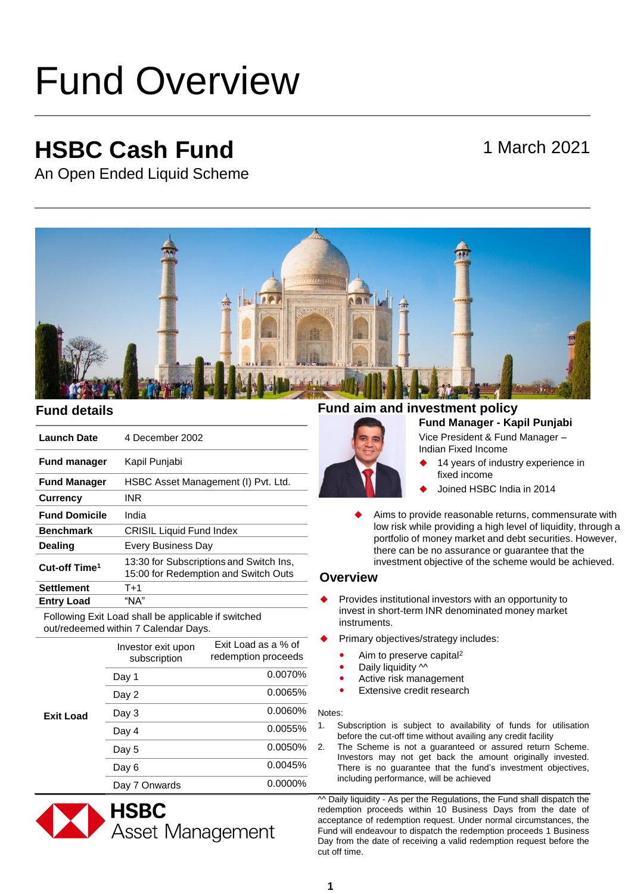# Fund Overview

## HSBC Cash Fund

An Open Ended Liquid Scheme

1 March 2021

### Fund details

| | |
|---|---|
| **Launch Date** | 4 December 2002 |
| **Fund manager** | Kapil Punjabi |
| **Fund Manager** | HSBC Asset Management (I) Pvt. Ltd. |
| **Currency** | INR |
| **Fund Domicile** | India |
| **Benchmark** | CRISIL Liquid Fund Index |
| **Dealing** | Every Business Day |
| **Cut-off Time[1]** | 13:30 for Subscriptions and Switch Ins, 15:00 for Redemption and Switch Outs |
| **Settlement** | T+1 |
| **Entry Load** | "NA" |

Following Exit Load shall be applicable if switched out/redeemed within 7 Calendar Days.

| | Investor exit upon subscription | Exit Load as a % of redemption proceeds |
|---|---|---|
| **Exit Load** | Day 1 | 0.0070% |
| | Day 2 | 0.0065% |
| | Day 3 | 0.0060% |
| | Day 4 | 0.0055% |
| | Day 5 | 0.0050% |
| | Day 6 | 0.0045% |
| | Day 7 Onwards | 0.0000% |

HSBC Asset Management

### Fund aim and investment policy

**Fund Manager - Kapil Punjabi**

Vice President & Fund Manager – Indian Fixed Income

- 14 years of industry experience in fixed income
- Joined HSBC India in 2014

- Aims to provide reasonable returns, commensurate with low risk while providing a high level of liquidity, through a portfolio of money market and debt securities. However, there can be no assurance or guarantee that the investment objective of the scheme would be achieved.

### Overview

- Provides institutional investors with an opportunity to invest in short-term INR denominated money market instruments.
- Primary objectives/strategy includes:
  - Aim to preserve capital[2]
  - Daily liquidity ^^
  - Active risk management
  - Extensive credit research

Notes:

1. Subscription is subject to availability of funds for utilisation before the cut-off time without availing any credit facility
2. The Scheme is not a guaranteed or assured return Scheme. Investors may not get back the amount originally invested. There is no guarantee that the fund's investment objectives, including performance, will be achieved

^^ Daily liquidity - As per the Regulations, the Fund shall dispatch the redemption proceeds within 10 Business Days from the date of acceptance of redemption request. Under normal circumstances, the Fund will endeavour to dispatch the redemption proceeds 1 Business Day from the date of receiving a valid redemption request before the cut off time.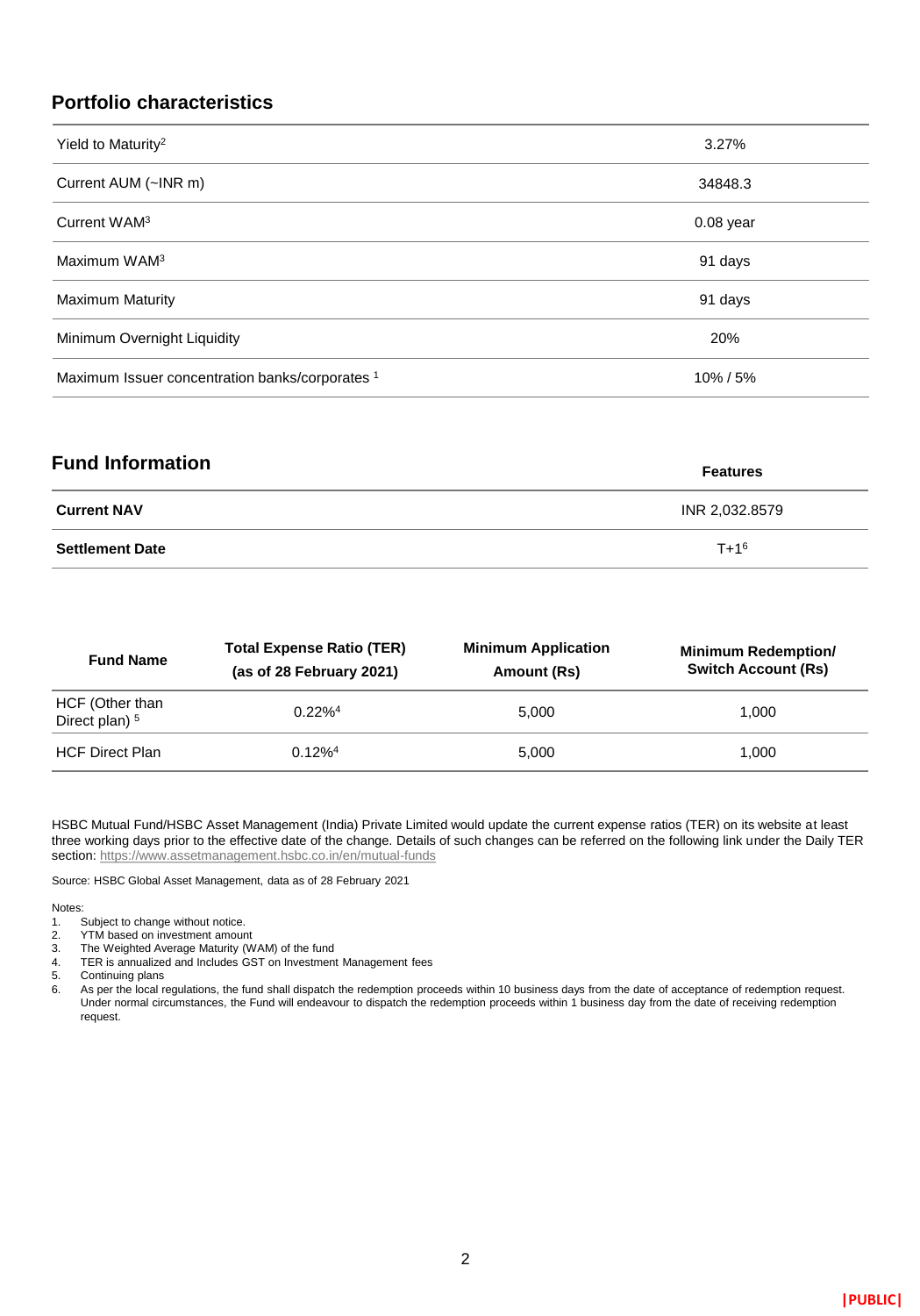## Portfolio characteristics

| | |
|---|---|
| Yield to Maturity[2] | 3.27% |
| Current AUM (~INR m) | 34848.3 |
| Current WAM[3] | 0.08 year |
| Maximum WAM[3] | 91 days |
| Maximum Maturity | 91 days |
| Minimum Overnight Liquidity | 20% |
| Maximum Issuer concentration banks/corporates [1] | 10% / 5% |

## Fund Information

| | Features |
|---|---|
| **Current NAV** | INR 2,032.8579 |
| **Settlement Date** | T+1[6] |

| Fund Name | Total Expense Ratio (TER) (as of 28 February 2021) | Minimum Application Amount (Rs) | Minimum Redemption/ Switch Account (Rs) |
|---|---|---|---|
| HCF (Other than Direct plan) [5] | 0.22%[4] | 5,000 | 1,000 |
| HCF Direct Plan | 0.12%[4] | 5,000 | 1,000 |

HSBC Mutual Fund/HSBC Asset Management (India) Private Limited would update the current expense ratios (TER) on its website at least three working days prior to the effective date of the change. Details of such changes can be referred on the following link under the Daily TER section: https://www.assetmanagement.hsbc.co.in/en/mutual-funds

Source: HSBC Global Asset Management, data as of 28 February 2021

Notes:

1. Subject to change without notice.
2. YTM based on investment amount
3. The Weighted Average Maturity (WAM) of the fund
4. TER is annualized and Includes GST on Investment Management fees
5. Continuing plans
6. As per the local regulations, the fund shall dispatch the redemption proceeds within 10 business days from the date of acceptance of redemption request. Under normal circumstances, the Fund will endeavour to dispatch the redemption proceeds within 1 business day from the date of receiving redemption request.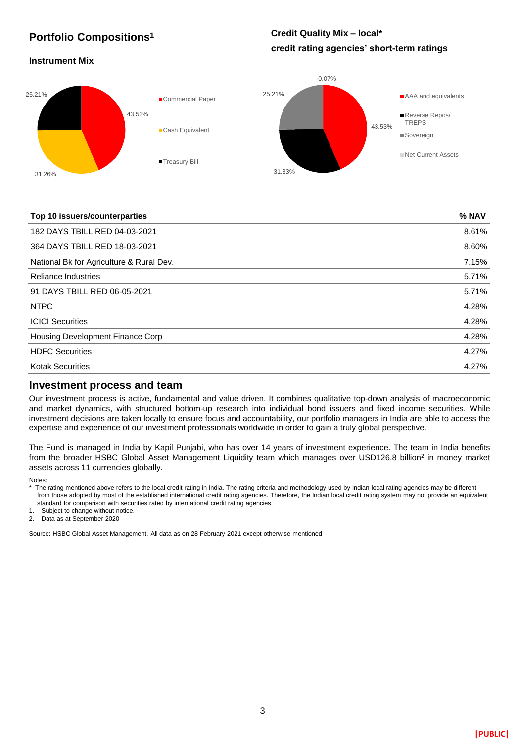## Portfolio Compositions[1]

### Instrument Mix

- Commercial Paper: 43.53%
- Cash Equivalent: 31.26%
- Treasury Bill: 25.21%

### Credit Quality Mix – local* credit rating agencies' short-term ratings

- AAA and equivalents: 43.53%
- Reverse Repos/ TREPS: 31.33%
- Sovereign: 25.21%
- Net Current Assets: -0.07%

| Top 10 issuers/counterparties | % NAV |
|---|---|
| 182 DAYS TBILL RED 04-03-2021 | 8.61% |
| 364 DAYS TBILL RED 18-03-2021 | 8.60% |
| National Bk for Agriculture & Rural Dev. | 7.15% |
| Reliance Industries | 5.71% |
| 91 DAYS TBILL RED 06-05-2021 | 5.71% |
| NTPC | 4.28% |
| ICICI Securities | 4.28% |
| Housing Development Finance Corp | 4.28% |
| HDFC Securities | 4.27% |
| Kotak Securities | 4.27% |

## Investment process and team

Our investment process is active, fundamental and value driven. It combines qualitative top-down analysis of macroeconomic and market dynamics, with structured bottom-up research into individual bond issuers and fixed income securities. While investment decisions are taken locally to ensure focus and accountability, our portfolio managers in India are able to access the expertise and experience of our investment professionals worldwide in order to gain a truly global perspective.

The Fund is managed in India by Kapil Punjabi, who has over 14 years of investment experience. The team in India benefits from the broader HSBC Global Asset Management Liquidity team which manages over USD126.8 billion[2] in money market assets across 11 currencies globally.

Notes:

* The rating mentioned above refers to the local credit rating in India. The rating criteria and methodology used by Indian local rating agencies may be different from those adopted by most of the established international credit rating agencies. Therefore, the Indian local credit rating system may not provide an equivalent standard for comparison with securities rated by international credit rating agencies.

1. Subject to change without notice.
2. Data as at September 2020

Source: HSBC Global Asset Management, All data as on 28 February 2021 except otherwise mentioned

|PUBLIC|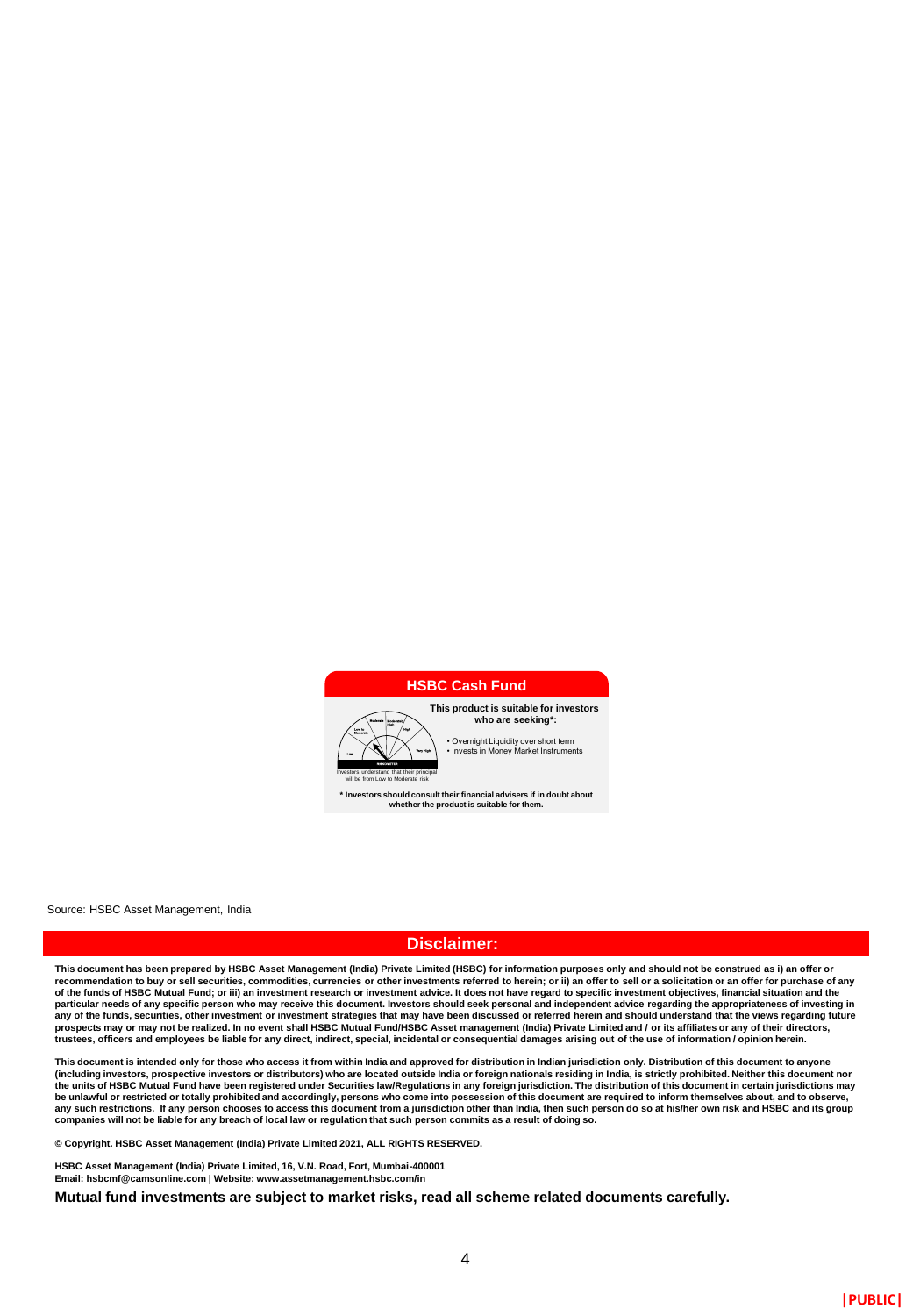## HSBC Cash Fund

Low
Low to Moderate
Moderate
Moderately High
High
Very High
RISKOMETER

Investors understand that their principal will be from Low to Moderate risk

**This product is suitable for investors who are seeking*:**

- Overnight Liquidity over short term
- Invests in Money Market Instruments

**\* Investors should consult their financial advisers if in doubt about whether the product is suitable for them.**

Source: HSBC Asset Management, India

## Disclaimer:

**This document has been prepared by HSBC Asset Management (India) Private Limited (HSBC) for information purposes only and should not be construed as i) an offer or recommendation to buy or sell securities, commodities, currencies or other investments referred to herein; or ii) an offer to sell or a solicitation or an offer for purchase of any of the funds of HSBC Mutual Fund; or iii) an investment research or investment advice. It does not have regard to specific investment objectives, financial situation and the particular needs of any specific person who may receive this document. Investors should seek personal and independent advice regarding the appropriateness of investing in any of the funds, securities, other investment or investment strategies that may have been discussed or referred herein and should understand that the views regarding future prospects may or may not be realized. In no event shall HSBC Mutual Fund/HSBC Asset management (India) Private Limited and / or its affiliates or any of their directors, trustees, officers and employees be liable for any direct, indirect, special, incidental or consequential damages arising out of the use of information / opinion herein.**

**This document is intended only for those who access it from within India and approved for distribution in Indian jurisdiction only. Distribution of this document to anyone (including investors, prospective investors or distributors) who are located outside India or foreign nationals residing in India, is strictly prohibited. Neither this document nor the units of HSBC Mutual Fund have been registered under Securities law/Regulations in any foreign jurisdiction. The distribution of this document in certain jurisdictions may be unlawful or restricted or totally prohibited and accordingly, persons who come into possession of this document are required to inform themselves about, and to observe, any such restrictions. If any person chooses to access this document from a jurisdiction other than India, then such person do so at his/her own risk and HSBC and its group companies will not be liable for any breach of local law or regulation that such person commits as a result of doing so.**

**© Copyright. HSBC Asset Management (India) Private Limited 2021, ALL RIGHTS RESERVED.**

**HSBC Asset Management (India) Private Limited, 16, V.N. Road, Fort, Mumbai-400001**
**Email: hsbcmf@camsonline.com | Website: www.assetmanagement.hsbc.com/in**

**Mutual fund investments are subject to market risks, read all scheme related documents carefully.**

|PUBLIC|